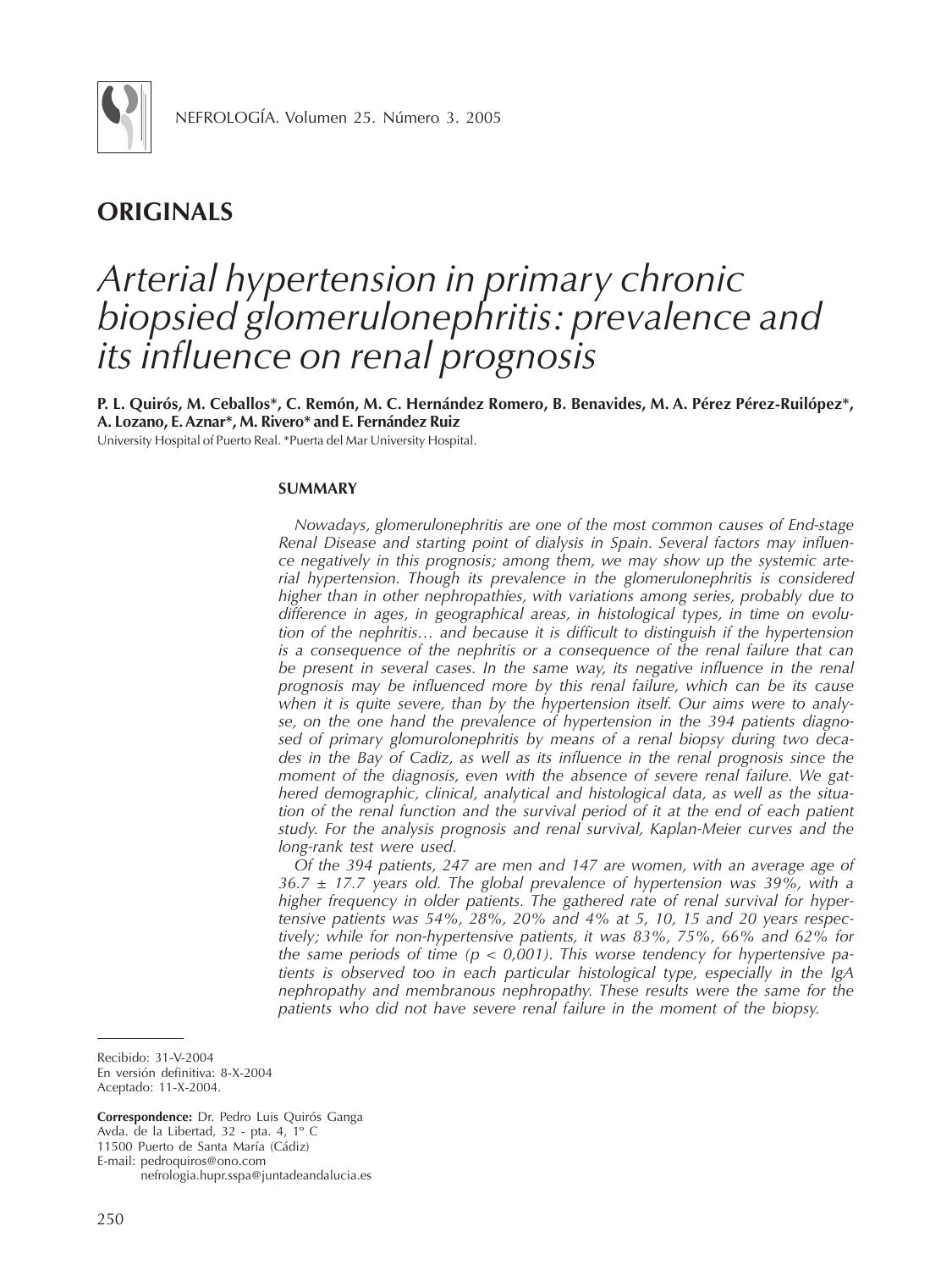## ORIGINALS

# *Arterial hypertension in primary chronic biopsied glomerulonephritis: prevalence and its influence on renal prognosis*

**P. L. Quirós, M. Ceballos\*, C. Remón, M. C. Hernández Romero, B. Benavides, M. A. Pérez Pérez-Ruilópez\*, A. Lozano, E. Aznar\*, M. Rivero\* and E. Fernández Ruiz**

University Hospital of Puerto Real. \*Puerta del Mar University Hospital.

### SUMMARY

*Nowadays, glomerulonephritis are one of the most common causes of End-stage Renal Disease and starting point of dialysis in Spain. Several factors may influence negatively in this prognosis; among them, we may show up the systemic arterial hypertension. Though its prevalence in the glomerulonephritis is considered higher than in other nephropathies, with variations among series, probably due to difference in ages, in geographical areas, in histological types, in time on evolution of the nephritis… and because it is difficult to distinguish if the hypertension is a consequence of the nephritis or a consequence of the renal failure that can be present in several cases. In the same way, its negative influence in the renal prognosis may be influenced more by this renal failure, which can be its cause when it is quite severe, than by the hypertension itself. Our aims were to analyse, on the one hand the prevalence of hypertension in the 394 patients diagnosed of primary glomurolonephritis by means of a renal biopsy during two decades in the Bay of Cadiz, as well as its influence in the renal prognosis since the moment of the diagnosis, even with the absence of severe renal failure. We gathered demographic, clinical, analytical and histological data, as well as the situation of the renal function and the survival period of it at the end of each patient study. For the analysis prognosis and renal survival, Kaplan-Meier curves and the long-rank test were used.*

*Of the 394 patients, 247 are men and 147 are women, with an average age of 36.7 ± 17.7 years old. The global prevalence of hypertension was 39%, with a higher frequency in older patients. The gathered rate of renal survival for hypertensive patients was 54%, 28%, 20% and 4% at 5, 10, 15 and 20 years respectively; while for non-hypertensive patients, it was 83%, 75%, 66% and 62% for the same periods of time ($p < 0,001$). This worse tendency for hypertensive patients is observed too in each particular histological type, especially in the IgA nephropathy and membranous nephropathy. These results were the same for the patients who did not have severe renal failure in the moment of the biopsy.*

Recibido: 31-V-2004
En versión definitiva: 8-X-2004
Aceptado: 11-X-2004.

**Correspondence:** Dr. Pedro Luis Quirós Ganga
Avda. de la Libertad, 32 - pta. 4, 1º C
11500 Puerto de Santa María (Cádiz)
E-mail: pedroquiros@ono.com
nefrologia.hupr.sspa@juntadeandalucia.es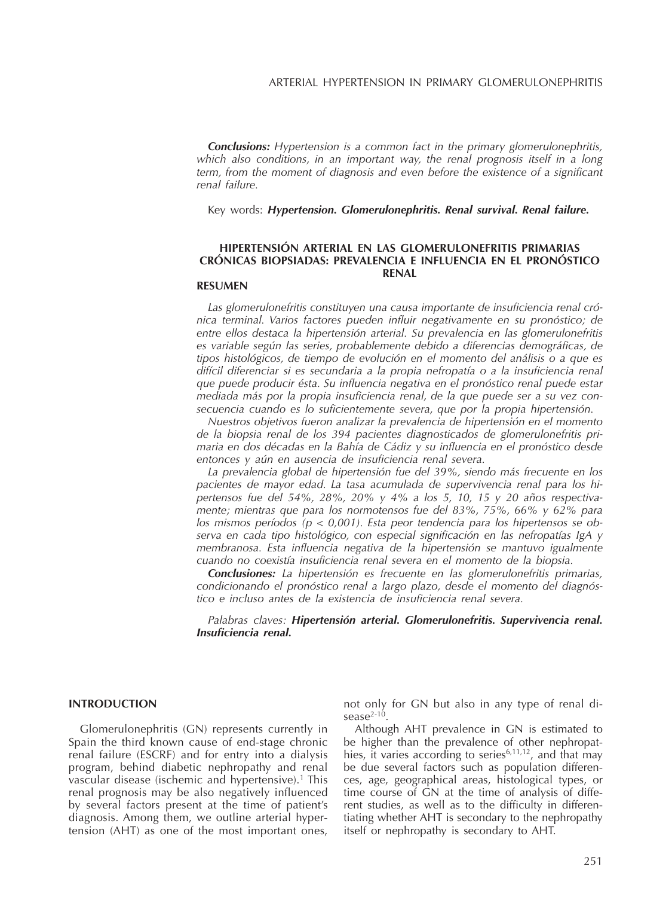*Conclusions:* *Hypertension is a common fact in the primary glomerulonephritis, which also conditions, in an important way, the renal prognosis itself in a long term, from the moment of diagnosis and even before the existence of a significant renal failure.*

Key words: ***Hypertension. Glomerulonephritis. Renal survival. Renal failure.***

### HIPERTENSIÓN ARTERIAL EN LAS GLOMERULONEFRITIS PRIMARIAS CRÓNICAS BIOPSIADAS: PREVALENCIA E INFLUENCIA EN EL PRONÓSTICO RENAL

#### RESUMEN

*Las glomerulonefritis constituyen una causa importante de insuficiencia renal crónica terminal. Varios factores pueden influir negativamente en su pronóstico; de entre ellos destaca la hipertensión arterial. Su prevalencia en las glomerulonefritis es variable según las series, probablemente debido a diferencias demográficas, de tipos histológicos, de tiempo de evolución en el momento del análisis o a que es difícil diferenciar si es secundaria a la propia nefropatía o a la insuficiencia renal que puede producir ésta. Su influencia negativa en el pronóstico renal puede estar mediada más por la propia insuficiencia renal, de la que puede ser a su vez consecuencia cuando es lo suficientemente severa, que por la propia hipertensión.*

*Nuestros objetivos fueron analizar la prevalencia de hipertensión en el momento de la biopsia renal de los 394 pacientes diagnosticados de glomerulonefritis primaria en dos décadas en la Bahía de Cádiz y su influencia en el pronóstico desde entonces y aún en ausencia de insuficiencia renal severa.*

*La prevalencia global de hipertensión fue del 39%, siendo más frecuente en los pacientes de mayor edad. La tasa acumulada de supervivencia renal para los hipertensos fue del 54%, 28%, 20% y 4% a los 5, 10, 15 y 20 años respectivamente; mientras que para los normotensos fue del 83%, 75%, 66% y 62% para los mismos períodos ($p < 0{,}001$). Esta peor tendencia para los hipertensos se observa en cada tipo histológico, con especial significación en las nefropatías IgA y membranosa. Esta influencia negativa de la hipertensión se mantuvo igualmente cuando no coexistía insuficiencia renal severa en el momento de la biopsia.*

***Conclusiones:*** *La hipertensión es frecuente en las glomerulonefritis primarias, condicionando el pronóstico renal a largo plazo, desde el momento del diagnóstico e incluso antes de la existencia de insuficiencia renal severa.*

*Palabras claves:* ***Hipertensión arterial. Glomerulonefritis. Supervivencia renal. Insuficiencia renal.***

## INTRODUCTION

Glomerulonephritis (GN) represents currently in Spain the third known cause of end-stage chronic renal failure (ESCRF) and for entry into a dialysis program, behind diabetic nephropathy and renal vascular disease (ischemic and hypertensive).[1] This renal prognosis may be also negatively influenced by several factors present at the time of patient's diagnosis. Among them, we outline arterial hypertension (AHT) as one of the most important ones, not only for GN but also in any type of renal disease[2-10].

Although AHT prevalence in GN is estimated to be higher than the prevalence of other nephropathies, it varies according to series[6,11,12], and that may be due several factors such as population differences, age, geographical areas, histological types, or time course of GN at the time of analysis of different studies, as well as to the difficulty in differentiating whether AHT is secondary to the nephropathy itself or nephropathy is secondary to AHT.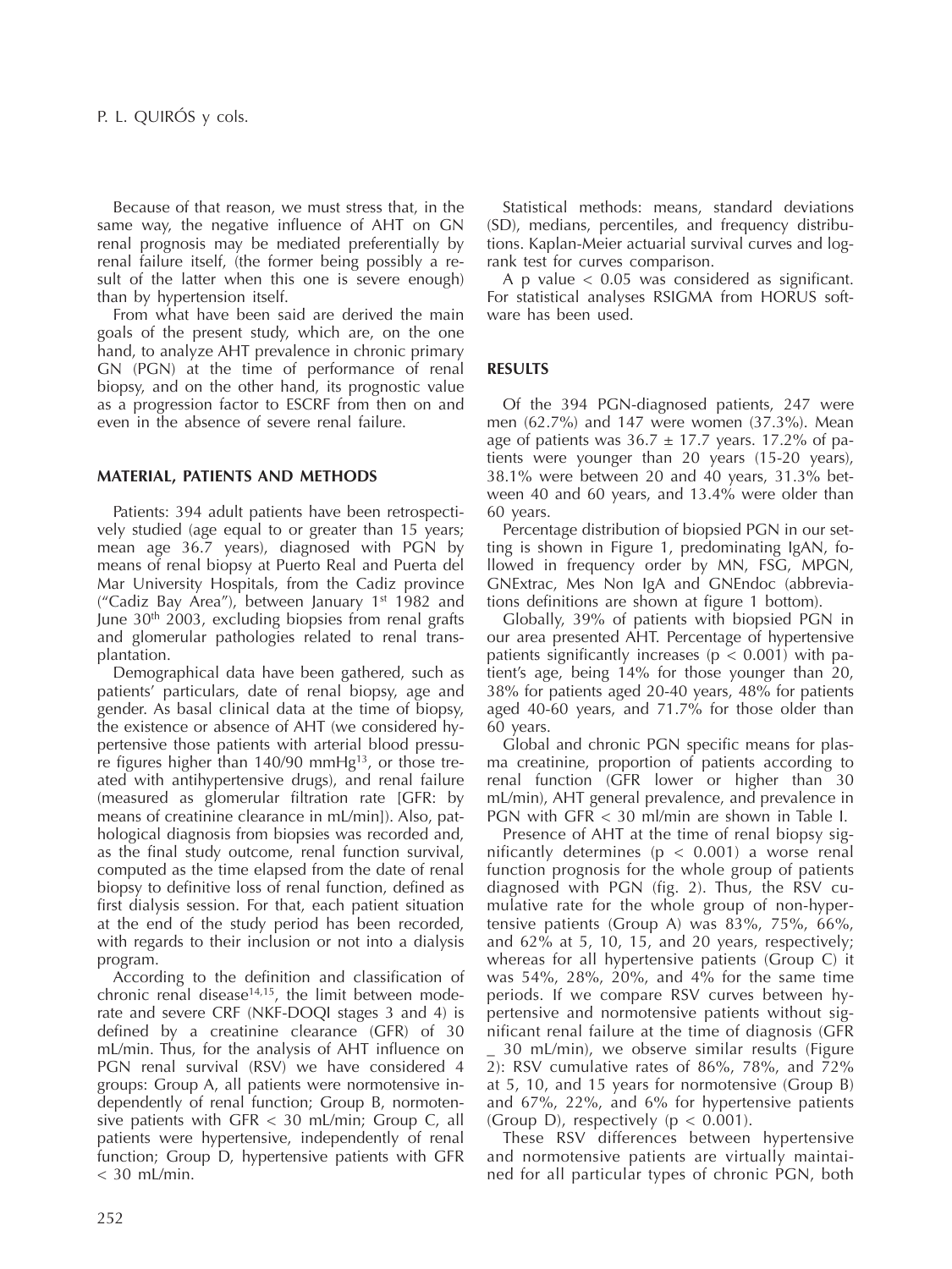Because of that reason, we must stress that, in the same way, the negative influence of AHT on GN renal prognosis may be mediated preferentially by renal failure itself, (the former being possibly a result of the latter when this one is severe enough) than by hypertension itself.

From what have been said are derived the main goals of the present study, which are, on the one hand, to analyze AHT prevalence in chronic primary GN (PGN) at the time of performance of renal biopsy, and on the other hand, its prognostic value as a progression factor to ESCRF from then on and even in the absence of severe renal failure.

## MATERIAL, PATIENTS AND METHODS

Patients: 394 adult patients have been retrospectively studied (age equal to or greater than 15 years; mean age 36.7 years), diagnosed with PGN by means of renal biopsy at Puerto Real and Puerta del Mar University Hospitals, from the Cadiz province ("Cadiz Bay Area"), between January 1st 1982 and June 30th 2003, excluding biopsies from renal grafts and glomerular pathologies related to renal transplantation.

Demographical data have been gathered, such as patients' particulars, date of renal biopsy, age and gender. As basal clinical data at the time of biopsy, the existence or absence of AHT (we considered hypertensive those patients with arterial blood pressure figures higher than 140/90 mmHg[13], or those treated with antihypertensive drugs), and renal failure (measured as glomerular filtration rate [GFR: by means of creatinine clearance in mL/min]). Also, pathological diagnosis from biopsies was recorded and, as the final study outcome, renal function survival, computed as the time elapsed from the date of renal biopsy to definitive loss of renal function, defined as first dialysis session. For that, each patient situation at the end of the study period has been recorded, with regards to their inclusion or not into a dialysis program.

According to the definition and classification of chronic renal disease[14,15], the limit between moderate and severe CRF (NKF-DOQI stages 3 and 4) is defined by a creatinine clearance (GFR) of 30 mL/min. Thus, for the analysis of AHT influence on PGN renal survival (RSV) we have considered 4 groups: Group A, all patients were normotensive independently of renal function; Group B, normotensive patients with GFR < 30 mL/min; Group C, all patients were hypertensive, independently of renal function; Group D, hypertensive patients with GFR < 30 mL/min.

Statistical methods: means, standard deviations (SD), medians, percentiles, and frequency distributions. Kaplan-Meier actuarial survival curves and log-rank test for curves comparison.

A p value < 0.05 was considered as significant. For statistical analyses RSIGMA from HORUS software has been used.

## RESULTS

Of the 394 PGN-diagnosed patients, 247 were men (62.7%) and 147 were women (37.3%). Mean age of patients was 36.7 ± 17.7 years. 17.2% of patients were younger than 20 years (15-20 years), 38.1% were between 20 and 40 years, 31.3% between 40 and 60 years, and 13.4% were older than 60 years.

Percentage distribution of biopsied PGN in our setting is shown in Figure 1, predominating IgAN, followed in frequency order by MN, FSG, MPGN, GNExtrac, Mes Non IgA and GNEndoc (abbreviations definitions are shown at figure 1 bottom).

Globally, 39% of patients with biopsied PGN in our area presented AHT. Percentage of hypertensive patients significantly increases ($p < 0.001$) with patient's age, being 14% for those younger than 20, 38% for patients aged 20-40 years, 48% for patients aged 40-60 years, and 71.7% for those older than 60 years.

Global and chronic PGN specific means for plasma creatinine, proportion of patients according to renal function (GFR lower or higher than 30 mL/min), AHT general prevalence, and prevalence in PGN with GFR < 30 ml/min are shown in Table I.

Presence of AHT at the time of renal biopsy significantly determines ($p < 0.001$) a worse renal function prognosis for the whole group of patients diagnosed with PGN (fig. 2). Thus, the RSV cumulative rate for the whole group of non-hypertensive patients (Group A) was 83%, 75%, 66%, and 62% at 5, 10, 15, and 20 years, respectively; whereas for all hypertensive patients (Group C) it was 54%, 28%, 20%, and 4% for the same time periods. If we compare RSV curves between hypertensive and normotensive patients without significant renal failure at the time of diagnosis (GFR _ 30 mL/min), we observe similar results (Figure 2): RSV cumulative rates of 86%, 78%, and 72% at 5, 10, and 15 years for normotensive (Group B) and 67%, 22%, and 6% for hypertensive patients (Group D), respectively ($p < 0.001$).

These RSV differences between hypertensive and normotensive patients are virtually maintained for all particular types of chronic PGN, both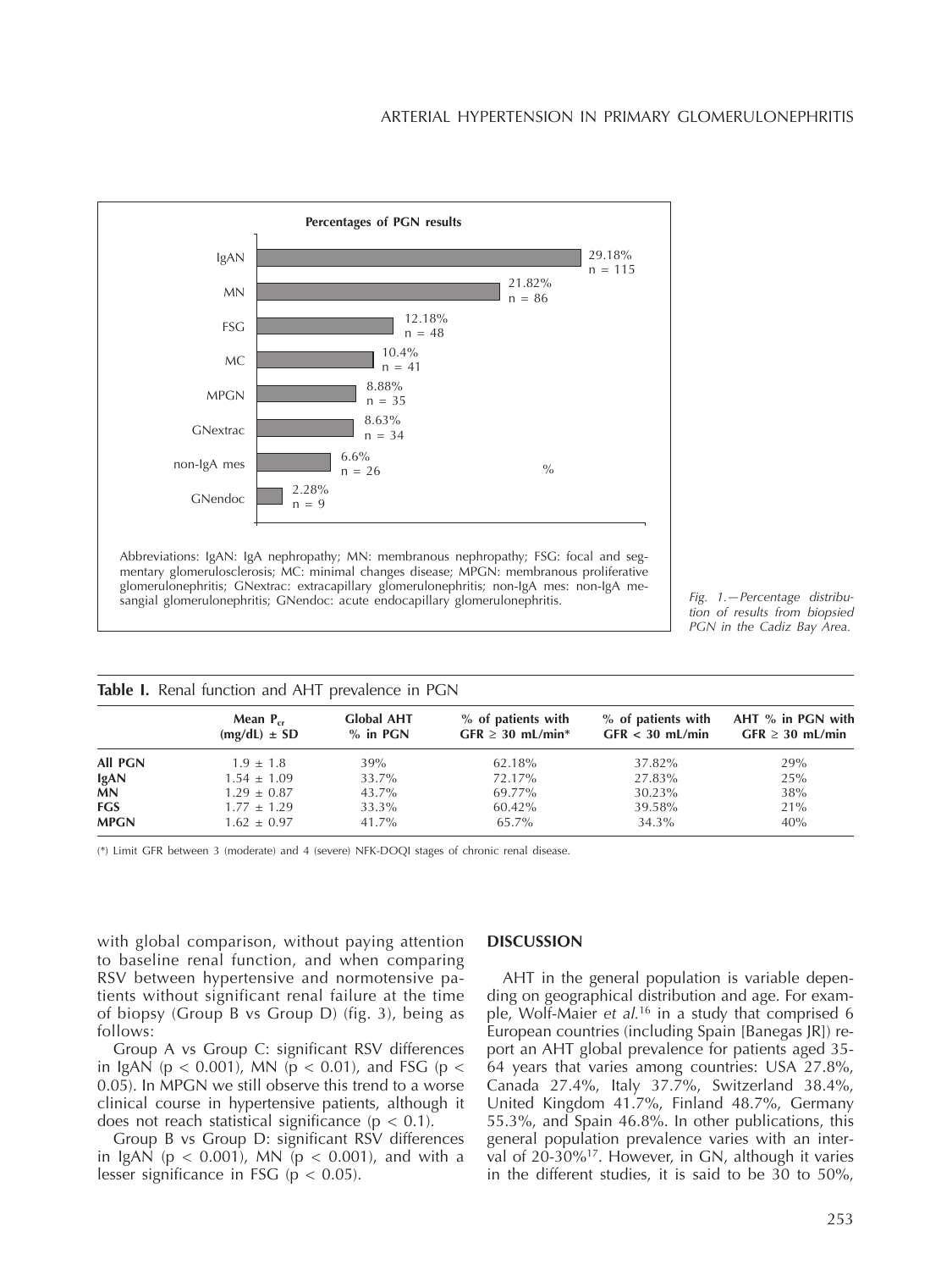**Percentages of PGN results**

| | % | n |
|---|---|---|
| IgAN | 29.18% | n = 115 |
| MN | 21.82% | n = 86 |
| FSG | 12.18% | n = 48 |
| MC | 10.4% | n = 41 |
| MPGN | 8.88% | n = 35 |
| GNextrac | 8.63% | n = 34 |
| non-IgA mes | 6.6% | n = 26 |
| GNendoc | 2.28% | n = 9 |

Abbreviations: IgAN: IgA nephropathy; MN: membranous nephropathy; FSG: focal and segmentary glomerulosclerosis; MC: minimal changes disease; MPGN: membranous proliferative glomerulonephritis; GNextrac: extracapillary glomerulonephritis; non-IgA mes: non-IgA mesangial glomerulonephritis; GNendoc: acute endocapillary glomerulonephritis.

*Fig. 1.—Percentage distribution of results from biopsied PGN in the Cadiz Bay Area.*

**Table I.** Renal function and AHT prevalence in PGN

| | Mean $P_{cr}$ (mg/dL) ± SD | Global AHT % in PGN | % of patients with GFR ≥ 30 mL/min* | % of patients with GFR < 30 mL/min | AHT % in PGN with GFR ≥ 30 mL/min |
|---|---|---|---|---|---|
| **All PGN** | 1.9 ± 1.8 | 39% | 62.18% | 37.82% | 29% |
| **IgAN** | 1.54 ± 1.09 | 33.7% | 72.17% | 27.83% | 25% |
| **MN** | 1.29 ± 0.87 | 43.7% | 69.77% | 30.23% | 38% |
| **FGS** | 1.77 ± 1.29 | 33.3% | 60.42% | 39.58% | 21% |
| **MPGN** | 1.62 ± 0.97 | 41.7% | 65.7% | 34.3% | 40% |

(*) Limit GFR between 3 (moderate) and 4 (severe) NFK-DOQI stages of chronic renal disease.

with global comparison, without paying attention to baseline renal function, and when comparing RSV between hypertensive and normotensive patients without significant renal failure at the time of biopsy (Group B vs Group D) (fig. 3), being as follows:

Group A vs Group C: significant RSV differences in IgAN ($p < 0.001$), MN ($p < 0.01$), and FSG ($p < 0.05$). In MPGN we still observe this trend to a worse clinical course in hypertensive patients, although it does not reach statistical significance ($p < 0.1$).

Group B vs Group D: significant RSV differences in IgAN ($p < 0.001$), MN ($p < 0.001$), and with a lesser significance in FSG ($p < 0.05$).

## DISCUSSION

AHT in the general population is variable depending on geographical distribution and age. For example, Wolf-Maier *et al.*[16] in a study that comprised 6 European countries (including Spain [Banegas JR]) report an AHT global prevalence for patients aged 35-64 years that varies among countries: USA 27.8%, Canada 27.4%, Italy 37.7%, Switzerland 38.4%, United Kingdom 41.7%, Finland 48.7%, Germany 55.3%, and Spain 46.8%. In other publications, this general population prevalence varies with an interval of 20-30%[17]. However, in GN, although it varies in the different studies, it is said to be 30 to 50%,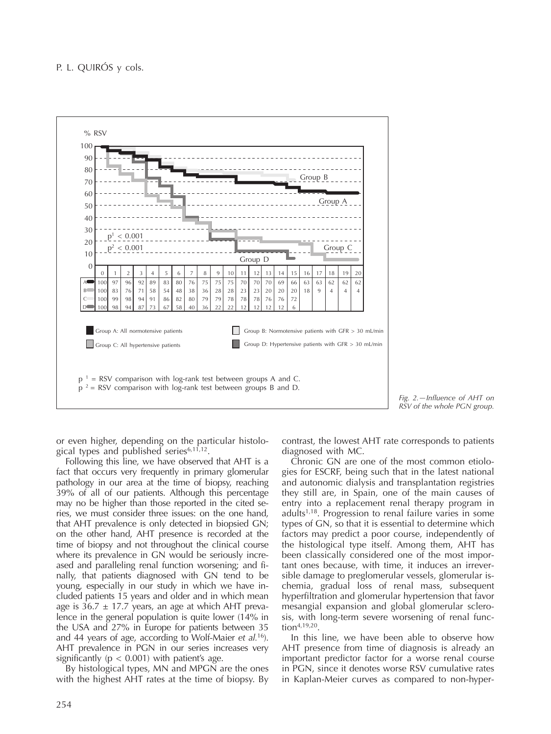% RSV

| | 0 | 1 | 2 | 3 | 4 | 5 | 6 | 7 | 8 | 9 | 10 | 11 | 12 | 13 | 14 | 15 | 16 | 17 | 18 | 19 | 20 |
|---|---|---|---|---|---|---|---|---|---|---|---|---|---|---|---|---|---|---|---|---|---|
| A | 100 | 97 | 96 | 92 | 89 | 83 | 80 | 76 | 75 | 75 | 75 | 70 | 70 | 70 | 69 | 66 | 63 | 63 | 62 | 62 | 62 |
| B | 100 | 83 | 76 | 71 | 58 | 54 | 48 | 38 | 36 | 28 | 28 | 23 | 23 | 20 | 20 | 20 | 18 | 9 | 4 | 4 | 4 |
| C | 100 | 99 | 98 | 94 | 91 | 86 | 82 | 80 | 79 | 79 | 78 | 78 | 78 | 76 | 76 | 72 | | | | | |
| D | 100 | 98 | 94 | 87 | 73 | 67 | 58 | 40 | 36 | 22 | 22 | 12 | 12 | 12 | 12 | 6 | | | | | |

$p^1 < 0.001$

$p^2 < 0.001$

Group A: All normotensive patients

Group B: Normotensive patients with GFR > 30 mL/min

Group C: All hypertensive patients

Group D: Hypertensive patients with GFR > 30 mL/min

$p^1$ = RSV comparison with log-rank test between groups A and C.
$p^2$ = RSV comparison with log-rank test between groups B and D.

*Fig. 2.—Influence of AHT on RSV of the whole PGN group.*

or even higher, depending on the particular histological types and published series[6,11,12].

Following this line, we have observed that AHT is a fact that occurs very frequently in primary glomerular pathology in our area at the time of biopsy, reaching 39% of all of our patients. Although this percentage may no be higher than those reported in the cited series, we must consider three issues: on the one hand, that AHT prevalence is only detected in biopsied GN; on the other hand, AHT presence is recorded at the time of biopsy and not throughout the clinical course where its prevalence in GN would be seriously increased and paralleling renal function worsening; and finally, that patients diagnosed with GN tend to be young, especially in our study in which we have included patients 15 years and older and in which mean age is 36.7 ± 17.7 years, an age at which AHT prevalence in the general population is quite lower (14% in the USA and 27% in Europe for patients between 35 and 44 years of age, according to Wolf-Maier *et al.*[16]). AHT prevalence in PGN in our series increases very significantly ($p < 0.001$) with patient's age.

By histological types, MN and MPGN are the ones with the highest AHT rates at the time of biopsy. By contrast, the lowest AHT rate corresponds to patients diagnosed with MC.

Chronic GN are one of the most common etiologies for ESCRF, being such that in the latest national and autonomic dialysis and transplantation registries they still are, in Spain, one of the main causes of entry into a replacement renal therapy program in adults[1,18]. Progression to renal failure varies in some types of GN, so that it is essential to determine which factors may predict a poor course, independently of the histological type itself. Among them, AHT has been classically considered one of the most important ones because, with time, it induces an irreversible damage to preglomerular vessels, glomerular ischemia, gradual loss of renal mass, subsequent hyperfiltration and glomerular hypertension that favor mesangial expansion and global glomerular sclerosis, with long-term severe worsening of renal function[4,19,20].

In this line, we have been able to observe how AHT presence from time of diagnosis is already an important predictor factor for a worse renal course in PGN, since it denotes worse RSV cumulative rates in Kaplan-Meier curves as compared to non-hyper-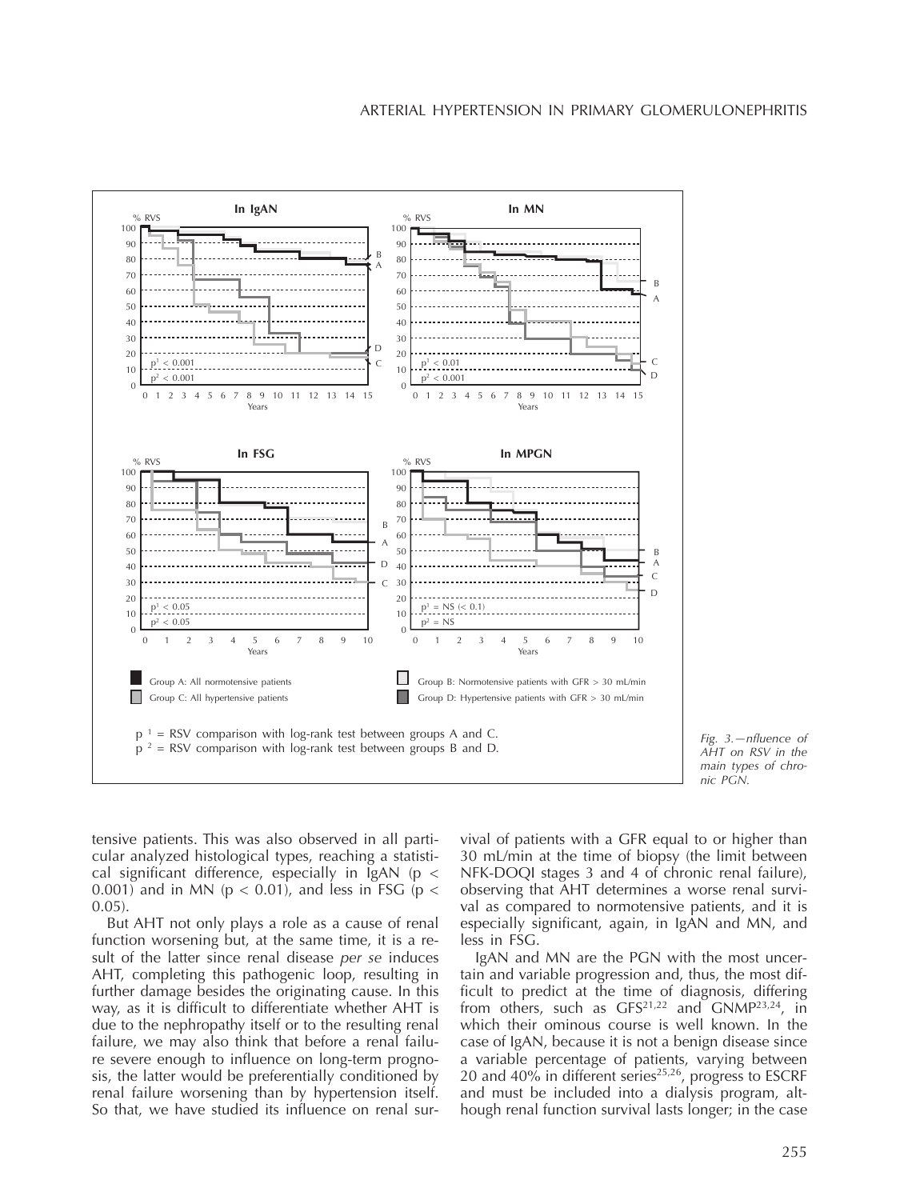Fig. 3.—nfluence of AHT on RSV in the main types of chronic PGN.

tensive patients. This was also observed in all particular analyzed histological types, reaching a statistical significant difference, especially in IgAN ($p < 0.001$) and in MN ($p < 0.01$), and less in FSG ($p < 0.05$).

But AHT not only plays a role as a cause of renal function worsening but, at the same time, it is a result of the latter since renal disease *per se* induces AHT, completing this pathogenic loop, resulting in further damage besides the originating cause. In this way, as it is difficult to differentiate whether AHT is due to the nephropathy itself or to the resulting renal failure, we may also think that before a renal failure severe enough to influence on long-term prognosis, the latter would be preferentially conditioned by renal failure worsening than by hypertension itself. So that, we have studied its influence on renal survival of patients with a GFR equal to or higher than 30 mL/min at the time of biopsy (the limit between NFK-DOQI stages 3 and 4 of chronic renal failure), observing that AHT determines a worse renal survival as compared to normotensive patients, and it is especially significant, again, in IgAN and MN, and less in FSG.

IgAN and MN are the PGN with the most uncertain and variable progression and, thus, the most difficult to predict at the time of diagnosis, differing from others, such as GFS[21,22] and GNMP[23,24], in which their ominous course is well known. In the case of IgAN, because it is not a benign disease since a variable percentage of patients, varying between 20 and 40% in different series[25,26], progress to ESCRF and must be included into a dialysis program, although renal function survival lasts longer; in the case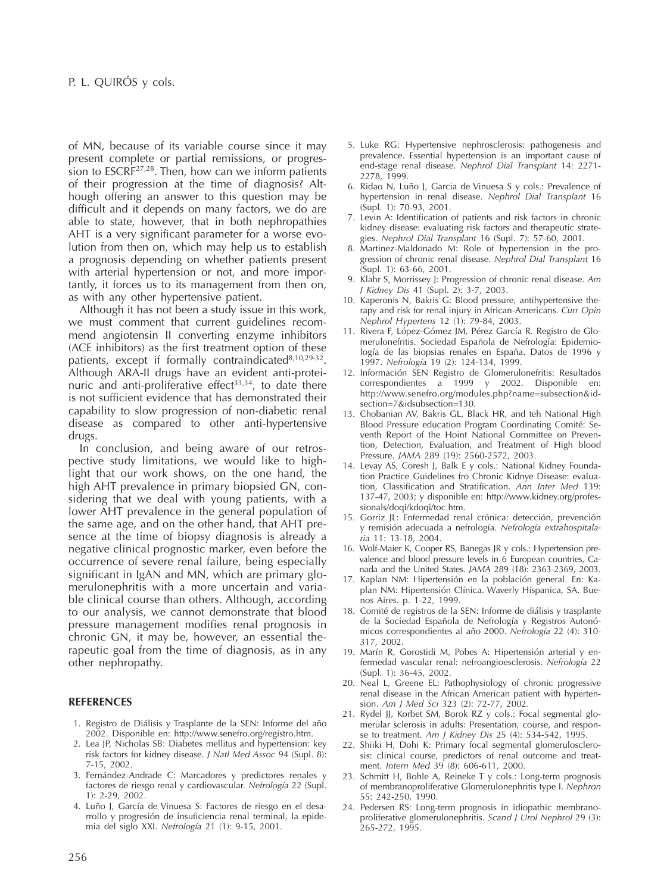of MN, because of its variable course since it may present complete or partial remissions, or progression to ESCRF[27,28]. Then, how can we inform patients of their progression at the time of diagnosis? Although offering an answer to this question may be difficult and it depends on many factors, we do are able to state, however, that in both nephropathies AHT is a very significant parameter for a worse evolution from then on, which may help us to establish a prognosis depending on whether patients present with arterial hypertension or not, and more importantly, it forces us to its management from then on, as with any other hypertensive patient.

Although it has not been a study issue in this work, we must comment that current guidelines recommend angiotensin II converting enzyme inhibitors (ACE inhibitors) as the first treatment option of these patients, except if formally contraindicated[8,10,29-32]. Although ARA-II drugs have an evident anti-proteinuric and anti-proliferative effect[33,34], to date there is not sufficient evidence that has demonstrated their capability to slow progression of non-diabetic renal disease as compared to other anti-hypertensive drugs.

In conclusion, and being aware of our retrospective study limitations, we would like to highlight that our work shows, on the one hand, the high AHT prevalence in primary biopsied GN, considering that we deal with young patients, with a lower AHT prevalence in the general population of the same age, and on the other hand, that AHT presence at the time of biopsy diagnosis is already a negative clinical prognostic marker, even before the occurrence of severe renal failure, being especially significant in IgAN and MN, which are primary glomerulonephritis with a more uncertain and variable clinical course than others. Although, according to our analysis, we cannot demonstrate that blood pressure management modifies renal prognosis in chronic GN, it may be, however, an essential therapeutic goal from the time of diagnosis, as in any other nephropathy.

## REFERENCES

1. Registro de Diálisis y Trasplante de la SEN: Informe del año 2002. Disponible en: http://www.senefro.org/registro.htm.
2. Lea JP, Nicholas SB: Diabetes mellitus and hypertension: key risk factors for kidney disease. *J Natl Med Assoc* 94 (Supl. 8): 7-15, 2002.
3. Fernández-Andrade C: Marcadores y predictores renales y factores de riesgo renal y cardiovascular. *Nefrología* 22 (Supl. 1): 2-29, 2002.
4. Luño J, García de Vinuesa S: Factores de riesgo en el desarrollo y progresión de insuficiencia renal terminal, la epidemia del siglo XXI. *Nefrología* 21 (1): 9-15, 2001.
5. Luke RG: Hypertensive nephrosclerosis: pathogenesis and prevalence. Essential hypertension is an important cause of end-stage renal disease. *Nephrol Dial Transplant* 14: 2271-2278, 1999.
6. Ridao N, Luño J, Garcia de Vinuesa S y cols.: Prevalence of hypertension in renal disease. *Nephrol Dial Transplant* 16 (Supl. 1): 70-93, 2001.
7. Levin A: Identification of patients and risk factors in chronic kidney disease: evaluating risk factors and therapeutic strategies. *Nephrol Dial Transplant* 16 (Supl. 7): 57-60, 2001.
8. Martinez-Maldonado M: Role of hypertension in the progression of chronic renal disease. *Nephrol Dial Transplant* 16 (Supl. 1): 63-66, 2001.
9. Klahr S, Morrissey J: Progression of chronic renal disease. *Am J Kidney Dis* 41 (Supl. 2): 3-7, 2003.
10. Kaperonis N, Bakris G: Blood pressure, antihypertensive therapy and risk for renal injury in African-Americans. *Curr Opin Nephrol Hypertens* 12 (1): 79-84, 2003.
11. Rivera F, López-Gómez JM, Pérez García R. Registro de Glomerulonefritis. Sociedad Española de Nefrología: Epidemiología de las biopsias renales en España. Datos de 1996 y 1997. *Nefrología* 19 (2): 124-134, 1999.
12. Información SEN Registro de Glomerulonefritis: Resultados correspondientes a 1999 y 2002. Disponible en: http://www.senefro.org/modules.php?name=subsection&idsection=7&idsubsection=130.
13. Chobanian AV, Bakris GL, Black HR, and teh National High Blood Pressure education Program Coordinating Comité: Seventh Report of the Hoint National Committee on Prevention, Detection, Evaluation, and Treatment of High blood Pressure. *JAMA* 289 (19): 2560-2572, 2003.
14. Levay AS, Coresh J, Balk E y cols.: National Kidney Foundation Practice Guidelines fro Chronic Kidnye Disease: evaluation, Classification and Stratification. *Ann Inter Med* 139: 137-47, 2003; y disponible en: http://www.kidney.org/professionals/doqi/kdoqi/toc.htm.
15. Gorriz JL: Enfermedad renal crónica: detección, prevención y remisión adecuada a nefrología. *Nefrología extrahospitalaria* 11: 13-18, 2004.
16. Wolf-Maier K, Cooper RS, Banegas JR y cols.: Hypertension prevalence and blood pressure levels in 6 European countries, Canada and the United States. *JAMA* 289 (18): 2363-2369, 2003.
17. Kaplan NM: Hipertensión en la población general. En: Kaplan NM: Hipertensión Clínica. Waverly Hispanica, SA. Buenos Aires. p. 1-22, 1999.
18. Comité de registros de la SEN: Informe de diálisis y trasplante de la Sociedad Española de Nefrología y Registros Autonómicos correspondientes al año 2000. *Nefrología* 22 (4): 310-317, 2002.
19. Marín R, Gorostidi M, Pobes A: Hipertensión arterial y enfermedad vascular renal: nefroangioesclerosis. *Nefrología* 22 (Supl. 1): 36-45, 2002.
20. Neal L, Greene EL: Pathophysiology of chronic progressive renal disease in the African American patient with hypertension. *Am J Med Sci* 323 (2): 72-77, 2002.
21. Rydel JJ, Korbet SM, Borok RZ y cols.: Focal segmental glomerular sclerosis in adults: Presentation, course, and response to treatment. *Am J Kidney Dis* 25 (4): 534-542, 1995.
22. Shiiki H, Dohi K: Primary focal segmental glomerulosclerosis: clinical course, predictors of renal outcome and treatment. *Intern Med* 39 (8): 606-611, 2000.
23. Schmitt H, Bohle A, Reineke T y cols.: Long-term prognosis of membranoproliferative Glomerulonephritis type I. *Nephron* 55: 242-250, 1990.
24. Pedersen RS: Long-term prognosis in idiopathic membranoproliferative glomerulonephritis. *Scand J Urol Nephrol* 29 (3): 265-272, 1995.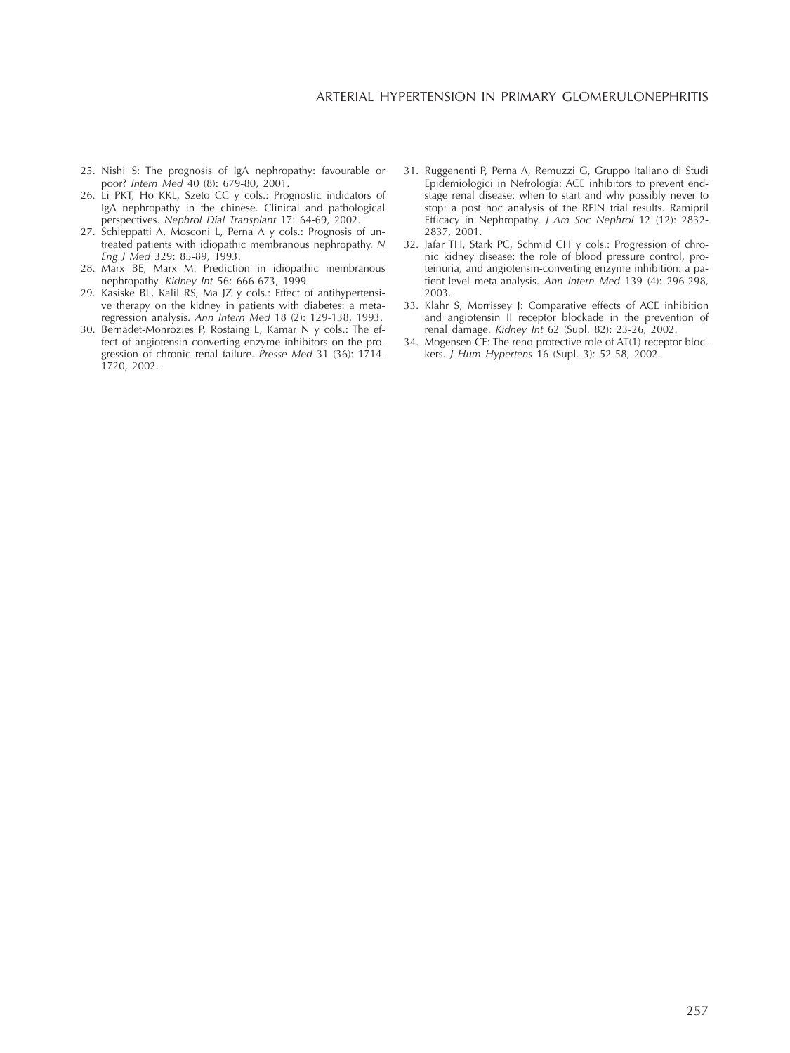25. Nishi S: The prognosis of IgA nephropathy: favourable or poor? *Intern Med* 40 (8): 679-80, 2001.
26. Li PKT, Ho KKL, Szeto CC y cols.: Prognostic indicators of IgA nephropathy in the chinese. Clinical and pathological perspectives. *Nephrol Dial Transplant* 17: 64-69, 2002.
27. Schieppatti A, Mosconi L, Perna A y cols.: Prognosis of untreated patients with idiopathic membranous nephropathy. *N Eng J Med* 329: 85-89, 1993.
28. Marx BE, Marx M: Prediction in idiopathic membranous nephropathy. *Kidney Int* 56: 666-673, 1999.
29. Kasiske BL, Kalil RS, Ma JZ y cols.: Effect of antihypertensive therapy on the kidney in patients with diabetes: a metaregression analysis. *Ann Intern Med* 18 (2): 129-138, 1993.
30. Bernadet-Monrozies P, Rostaing L, Kamar N y cols.: The effect of angiotensin converting enzyme inhibitors on the progression of chronic renal failure. *Presse Med* 31 (36): 1714-1720, 2002.
31. Ruggenenti P, Perna A, Remuzzi G, Gruppo Italiano di Studi Epidemiologici in Nefrología: ACE inhibitors to prevent end-stage renal disease: when to start and why possibly never to stop: a post hoc analysis of the REIN trial results. Ramipril Efficacy in Nephropathy. *J Am Soc Nephrol* 12 (12): 2832-2837, 2001.
32. Jafar TH, Stark PC, Schmid CH y cols.: Progression of chronic kidney disease: the role of blood pressure control, proteinuria, and angiotensin-converting enzyme inhibition: a patient-level meta-analysis. *Ann Intern Med* 139 (4): 296-298, 2003.
33. Klahr S, Morrissey J: Comparative effects of ACE inhibition and angiotensin II receptor blockade in the prevention of renal damage. *Kidney Int* 62 (Supl. 82): 23-26, 2002.
34. Mogensen CE: The reno-protective role of AT(1)-receptor blockers. *J Hum Hypertens* 16 (Supl. 3): 52-58, 2002.